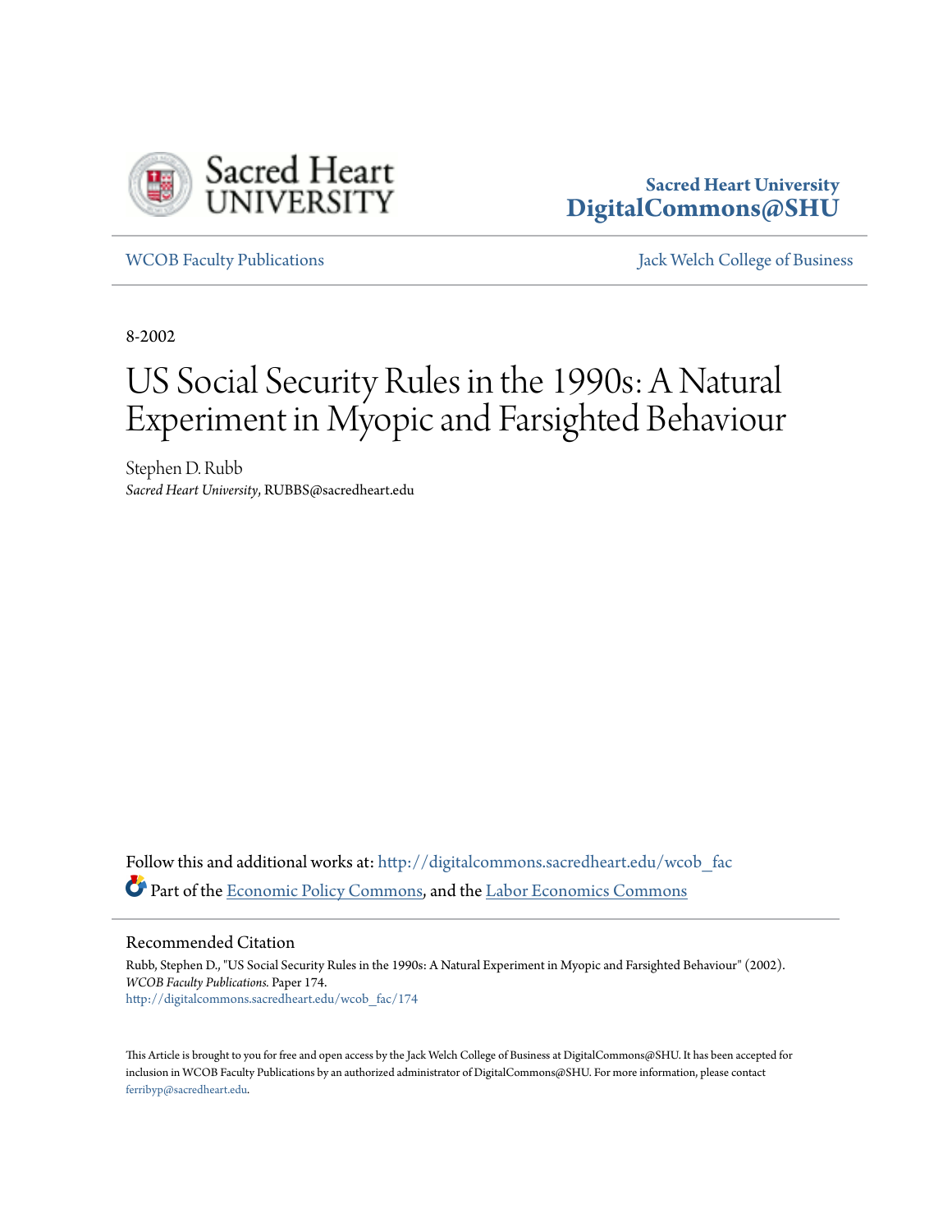Sacred Heart University
DigitalCommons@SHU

WCOB Faculty Publications

Jack Welch College of Business

8-2002

# US Social Security Rules in the 1990s: A Natural Experiment in Myopic and Farsighted Behaviour

Stephen D. Rubb
*Sacred Heart University*, RUBBS@sacredheart.edu

Follow this and additional works at: http://digitalcommons.sacredheart.edu/wcob_fac

Part of the Economic Policy Commons, and the Labor Economics Commons

## Recommended Citation

Rubb, Stephen D., "US Social Security Rules in the 1990s: A Natural Experiment in Myopic and Farsighted Behaviour" (2002). *WCOB Faculty Publications.* Paper 174.
http://digitalcommons.sacredheart.edu/wcob_fac/174

This Article is brought to you for free and open access by the Jack Welch College of Business at DigitalCommons@SHU. It has been accepted for inclusion in WCOB Faculty Publications by an authorized administrator of DigitalCommons@SHU. For more information, please contact ferribyp@sacredheart.edu.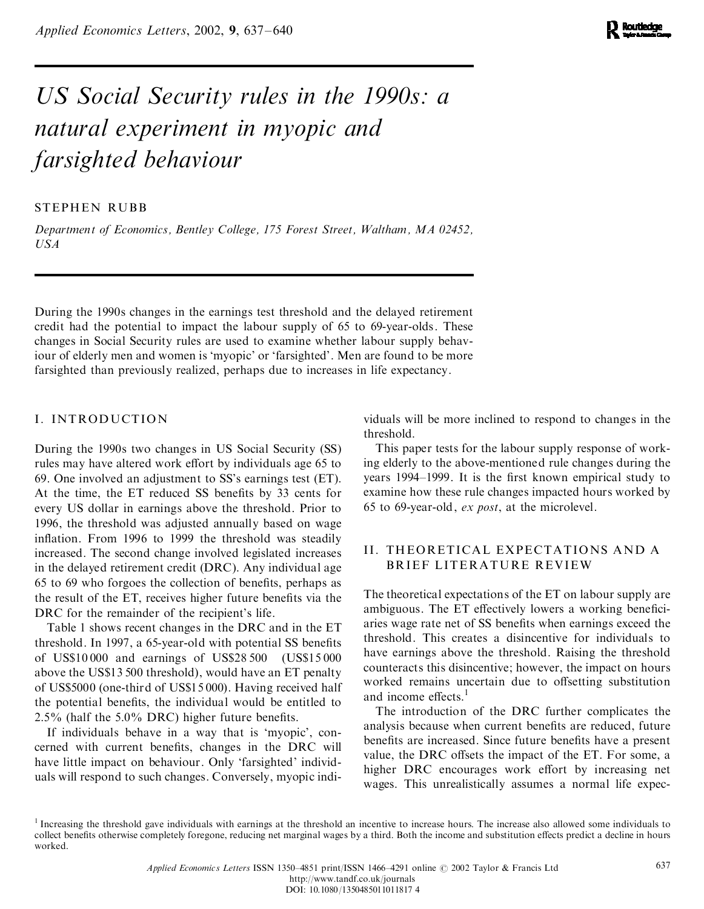# US Social Security rules in the 1990s: a natural experiment in myopic and farsighted behaviour

STEPHEN RUBB

*Department of Economics, Bentley College, 175 Forest Street, Waltham, MA 02452, USA*

During the 1990s changes in the earnings test threshold and the delayed retirement credit had the potential to impact the labour supply of 65 to 69-year-olds. These changes in Social Security rules are used to examine whether labour supply behaviour of elderly men and women is 'myopic' or 'farsighted'. Men are found to be more farsighted than previously realized, perhaps due to increases in life expectancy.

## I. INTRODUCTION

During the 1990s two changes in US Social Security (SS) rules may have altered work effort by individuals age 65 to 69. One involved an adjustment to SS's earnings test (ET). At the time, the ET reduced SS benefits by 33 cents for every US dollar in earnings above the threshold. Prior to 1996, the threshold was adjusted annually based on wage inflation. From 1996 to 1999 the threshold was steadily increased. The second change involved legislated increases in the delayed retirement credit (DRC). Any individual age 65 to 69 who forgoes the collection of benefits, perhaps as the result of the ET, receives higher future benefits via the DRC for the remainder of the recipient's life.

Table 1 shows recent changes in the DRC and in the ET threshold. In 1997, a 65-year-old with potential SS benefits of US$10 000 and earnings of US$28 500 (US$15 000 above the US$13 500 threshold), would have an ET penalty of US$5000 (one-third of US$15 000). Having received half the potential benefits, the individual would be entitled to 2.5% (half the 5.0% DRC) higher future benefits.

If individuals behave in a way that is 'myopic', concerned with current benefits, changes in the DRC will have little impact on behaviour. Only 'farsighted' individuals will respond to such changes. Conversely, myopic individuals will be more inclined to respond to changes in the threshold.

This paper tests for the labour supply response of working elderly to the above-mentioned rule changes during the years 1994–1999. It is the first known empirical study to examine how these rule changes impacted hours worked by 65 to 69-year-old, *ex post*, at the microlevel.

## II. THEORETICAL EXPECTATIONS AND A BRIEF LITERATURE REVIEW

The theoretical expectations of the ET on labour supply are ambiguous. The ET effectively lowers a working beneficiaries wage rate net of SS benefits when earnings exceed the threshold. This creates a disincentive for individuals to have earnings above the threshold. Raising the threshold counteracts this disincentive; however, the impact on hours worked remains uncertain due to offsetting substitution and income effects.[1]

The introduction of the DRC further complicates the analysis because when current benefits are reduced, future benefits are increased. Since future benefits have a present value, the DRC offsets the impact of the ET. For some, a higher DRC encourages work effort by increasing net wages. This unrealistically assumes a normal life expec-

[1] Increasing the threshold gave individuals with earnings at the threshold an incentive to increase hours. The increase also allowed some individuals to collect benefits otherwise completely foregone, reducing net marginal wages by a third. Both the income and substitution effects predict a decline in hours worked.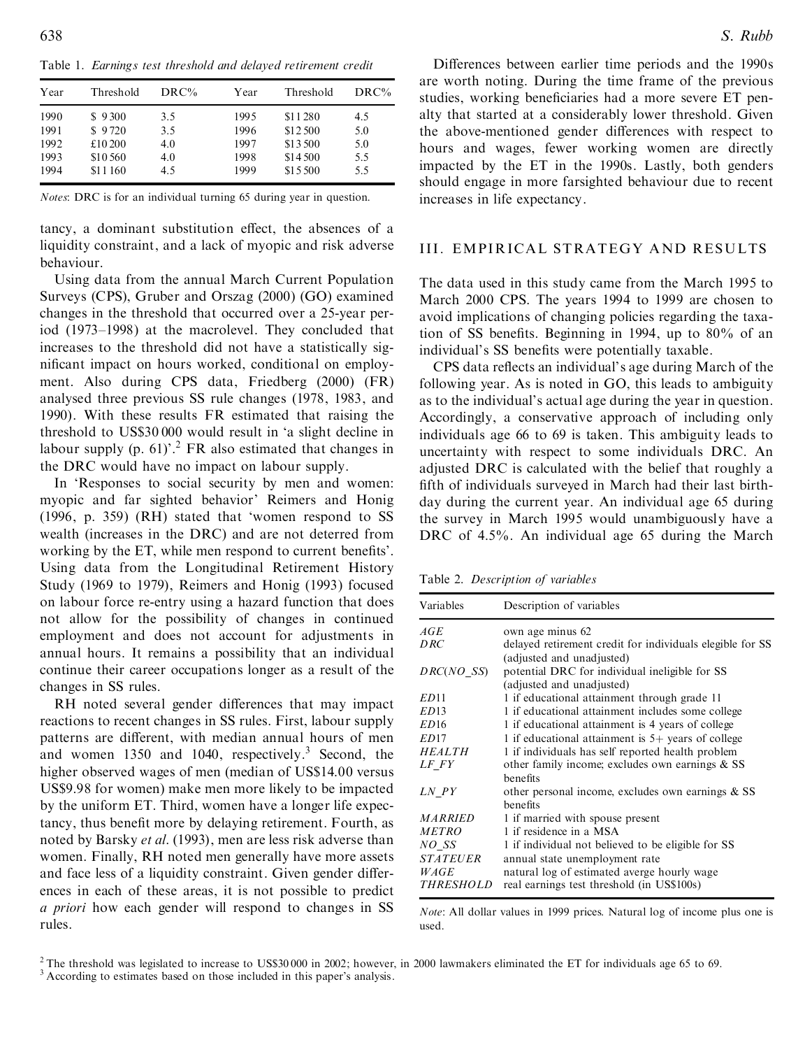Table 1. *Earnings test threshold and delayed retirement credit*

| Year | Threshold | DRC% | Year | Threshold | DRC% |
|---|---|---|---|---|---|
| 1990 | \$ 9300 | 3.5 | 1995 | \$11280 | 4.5 |
| 1991 | \$ 9720 | 3.5 | 1996 | \$12500 | 5.0 |
| 1992 | £10200 | 4.0 | 1997 | \$13500 | 5.0 |
| 1993 | \$10560 | 4.0 | 1998 | \$14500 | 5.5 |
| 1994 | \$11160 | 4.5 | 1999 | \$15500 | 5.5 |

*Notes*: DRC is for an individual turning 65 during year in question.

tancy, a dominant substitution effect, the absences of a liquidity constraint, and a lack of myopic and risk adverse behaviour.

Using data from the annual March Current Population Surveys (CPS), Gruber and Orszag (2000) (GO) examined changes in the threshold that occurred over a 25-year period (1973–1998) at the macrolevel. They concluded that increases to the threshold did not have a statistically significant impact on hours worked, conditional on employment. Also during CPS data, Friedberg (2000) (FR) analysed three previous SS rule changes (1978, 1983, and 1990). With these results FR estimated that raising the threshold to US\$30 000 would result in 'a slight decline in labour supply (p. 61)'.[2] FR also estimated that changes in the DRC would have no impact on labour supply.

In 'Responses to social security by men and women: myopic and far sighted behavior' Reimers and Honig (1996, p. 359) (RH) stated that 'women respond to SS wealth (increases in the DRC) and are not deterred from working by the ET, while men respond to current benefits'. Using data from the Longitudinal Retirement History Study (1969 to 1979), Reimers and Honig (1993) focused on labour force re-entry using a hazard function that does not allow for the possibility of changes in continued employment and does not account for adjustments in annual hours. It remains a possibility that an individual continue their career occupations longer as a result of the changes in SS rules.

RH noted several gender differences that may impact reactions to recent changes in SS rules. First, labour supply patterns are different, with median annual hours of men and women 1350 and 1040, respectively.[3] Second, the higher observed wages of men (median of US\$14.00 versus US\$9.98 for women) make men more likely to be impacted by the uniform ET. Third, women have a longer life expectancy, thus benefit more by delaying retirement. Fourth, as noted by Barsky *et al.* (1993), men are less risk adverse than women. Finally, RH noted men generally have more assets and face less of a liquidity constraint. Given gender differences in each of these areas, it is not possible to predict *a priori* how each gender will respond to changes in SS rules.

Differences between earlier time periods and the 1990s are worth noting. During the time frame of the previous studies, working beneficiaries had a more severe ET penalty that started at a considerably lower threshold. Given the above-mentioned gender differences with respect to hours and wages, fewer working women are directly impacted by the ET in the 1990s. Lastly, both genders should engage in more farsighted behaviour due to recent increases in life expectancy.

## III. EMPIRICAL STRATEGY AND RESULTS

The data used in this study came from the March 1995 to March 2000 CPS. The years 1994 to 1999 are chosen to avoid implications of changing policies regarding the taxation of SS benefits. Beginning in 1994, up to 80% of an individual's SS benefits were potentially taxable.

CPS data reflects an individual's age during March of the following year. As is noted in GO, this leads to ambiguity as to the individual's actual age during the year in question. Accordingly, a conservative approach of including only individuals age 66 to 69 is taken. This ambiguity leads to uncertainty with respect to some individuals DRC. An adjusted DRC is calculated with the belief that roughly a fifth of individuals surveyed in March had their last birthday during the current year. An individual age 65 during the survey in March 1995 would unambiguously have a DRC of 4.5%. An individual age 65 during the March

Table 2. *Description of variables*

| Variables | Description of variables |
|---|---|
| *AGE* | own age minus 62 |
| *DRC* | delayed retirement credit for individuals elegible for SS (adjusted and unadjusted) |
| *DRC(NO_SS)* | potential DRC for individual ineligible for SS (adjusted and unadjusted) |
| *ED*11 | 1 if educational attainment through grade 11 |
| *ED*13 | 1 if educational attainment includes some college |
| *ED*16 | 1 if educational attainment is 4 years of college |
| *ED*17 | 1 if educational attainment is 5+ years of college |
| *HEALTH* | 1 if individuals has self reported health problem |
| *LF_FY* | other family income; excludes own earnings & SS benefits |
| *LN_PY* | other personal income, excludes own earnings & SS benefits |
| *MARRIED* | 1 if married with spouse present |
| *METRO* | 1 if residence in a MSA |
| *NO_SS* | 1 if individual not believed to be eligible for SS |
| *STATEUER* | annual state unemployment rate |
| *WAGE* | natural log of estimated averge hourly wage |
| *THRESHOLD* | real earnings test threshold (in US\$100s) |

*Note*: All dollar values in 1999 prices. Natural log of income plus one is used.

[2] The threshold was legislated to increase to US\$30 000 in 2002; however, in 2000 lawmakers eliminated the ET for individuals age 65 to 69.

[3] According to estimates based on those included in this paper's analysis.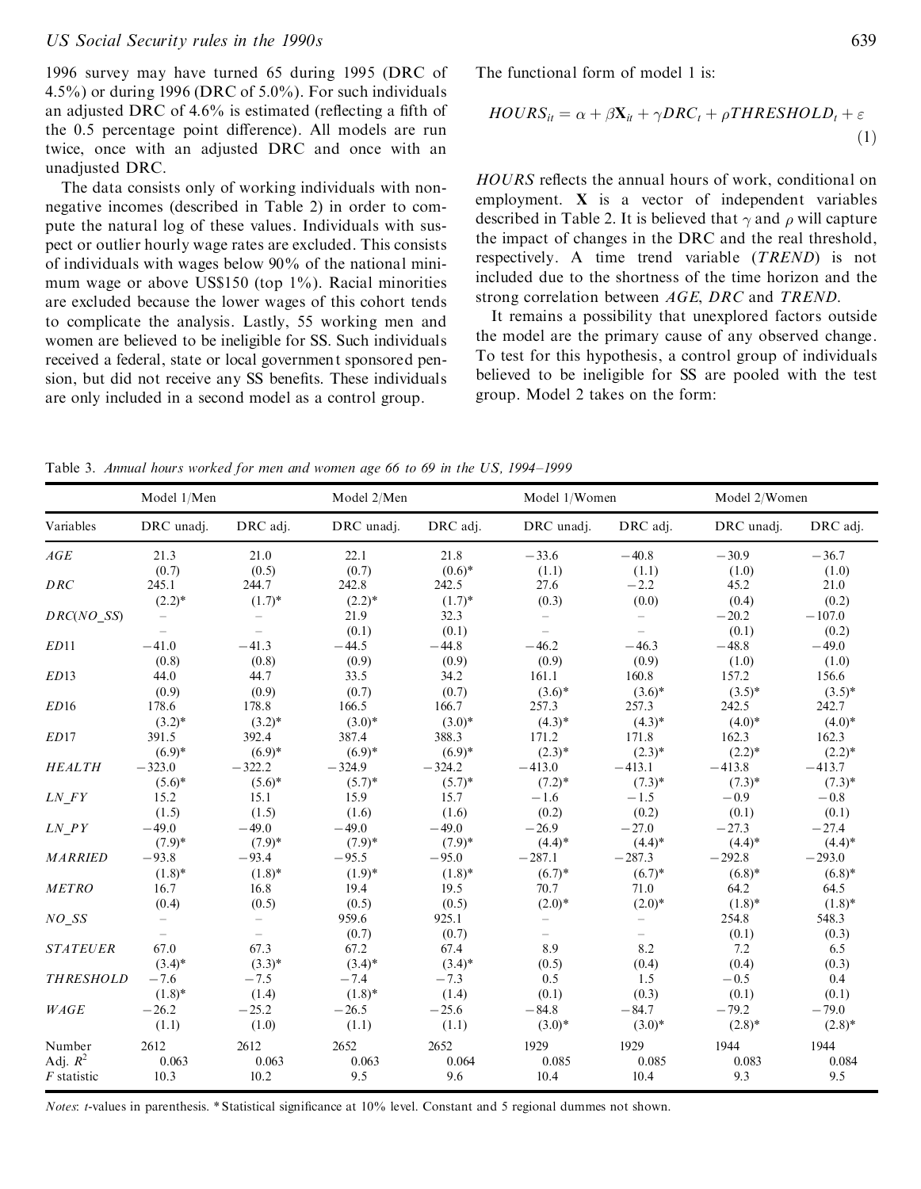1996 survey may have turned 65 during 1995 (DRC of 4.5%) or during 1996 (DRC of 5.0%). For such individuals an adjusted DRC of 4.6% is estimated (reflecting a fifth of the 0.5 percentage point difference). All models are run twice, once with an adjusted DRC and once with an unadjusted DRC.

The data consists only of working individuals with non-negative incomes (described in Table 2) in order to compute the natural log of these values. Individuals with suspect or outlier hourly wage rates are excluded. This consists of individuals with wages below 90% of the national minimum wage or above US$150 (top 1%). Racial minorities are excluded because the lower wages of this cohort tends to complicate the analysis. Lastly, 55 working men and women are believed to be ineligible for SS. Such individuals received a federal, state or local government sponsored pension, but did not receive any SS benefits. These individuals are only included in a second model as a control group.

The functional form of model 1 is:

$$HOURS_{it} = \alpha + \beta \mathbf{X}_{it} + \gamma DRC_t + \rho THRESHOLD_t + \varepsilon \tag{1}$$

*HOURS* reflects the annual hours of work, conditional on employment. **X** is a vector of independent variables described in Table 2. It is believed that $\gamma$ and $\rho$ will capture the impact of changes in the DRC and the real threshold, respectively. A time trend variable (*TREND*) is not included due to the shortness of the time horizon and the strong correlation between *AGE*, *DRC* and *TREND*.

It remains a possibility that unexplored factors outside the model are the primary cause of any observed change. To test for this hypothesis, a control group of individuals believed to be ineligible for SS are pooled with the test group. Model 2 takes on the form:

Table 3. *Annual hours worked for men and women age 66 to 69 in the US, 1994–1999*

| | Model 1/Men | | Model 2/Men | | Model 1/Women | | Model 2/Women | |
|---|---|---|---|---|---|---|---|---|
| Variables | DRC unadj. | DRC adj. | DRC unadj. | DRC adj. | DRC unadj. | DRC adj. | DRC unadj. | DRC adj. |
| *AGE* | 21.3 | 21.0 | 22.1 | 21.8 | −33.6 | −40.8 | −30.9 | −36.7 |
| | (0.7) | (0.5) | (0.7) | (0.6)* | (1.1) | (1.1) | (1.0) | (1.0) |
| *DRC* | 245.1 | 244.7 | 242.8 | 242.5 | 27.6 | −2.2 | 45.2 | 21.0 |
| | (2.2)* | (1.7)* | (2.2)* | (1.7)* | (0.3) | (0.0) | (0.4) | (0.2) |
| *DRC(NO_SS)* | – | – | 21.9 | 32.3 | – | – | −20.2 | −107.0 |
| | – | – | (0.1) | (0.1) | – | – | (0.1) | (0.2) |
| *ED*11 | −41.0 | −41.3 | −44.5 | −44.8 | −46.2 | −46.3 | −48.8 | −49.0 |
| | (0.8) | (0.8) | (0.9) | (0.9) | (0.9) | (0.9) | (1.0) | (1.0) |
| *ED*13 | 44.0 | 44.7 | 33.5 | 34.2 | 161.1 | 160.8 | 157.2 | 156.6 |
| | (0.9) | (0.9) | (0.7) | (0.7) | (3.6)* | (3.6)* | (3.5)* | (3.5)* |
| *ED*16 | 178.6 | 178.8 | 166.5 | 166.7 | 257.3 | 257.3 | 242.5 | 242.7 |
| | (3.2)* | (3.2)* | (3.0)* | (3.0)* | (4.3)* | (4.3)* | (4.0)* | (4.0)* |
| *ED*17 | 391.5 | 392.4 | 387.4 | 388.3 | 171.2 | 171.8 | 162.3 | 162.3 |
| | (6.9)* | (6.9)* | (6.9)* | (6.9)* | (2.3)* | (2.3)* | (2.2)* | (2.2)* |
| *HEALTH* | −323.0 | −322.2 | −324.9 | −324.2 | −413.0 | −413.1 | −413.8 | −413.7 |
| | (5.6)* | (5.6)* | (5.7)* | (5.7)* | (7.2)* | (7.3)* | (7.3)* | (7.3)* |
| *LN_FY* | 15.2 | 15.1 | 15.9 | 15.7 | −1.6 | −1.5 | −0.9 | −0.8 |
| | (1.5) | (1.5) | (1.6) | (1.6) | (0.2) | (0.2) | (0.1) | (0.1) |
| *LN_PY* | −49.0 | −49.0 | −49.0 | −49.0 | −26.9 | −27.0 | −27.3 | −27.4 |
| | (7.9)* | (7.9)* | (7.9)* | (7.9)* | (4.4)* | (4.4)* | (4.4)* | (4.4)* |
| *MARRIED* | −93.8 | −93.4 | −95.5 | −95.0 | −287.1 | −287.3 | −292.8 | −293.0 |
| | (1.8)* | (1.8)* | (1.9)* | (1.8)* | (6.7)* | (6.7)* | (6.8)* | (6.8)* |
| *METRO* | 16.7 | 16.8 | 19.4 | 19.5 | 70.7 | 71.0 | 64.2 | 64.5 |
| | (0.4) | (0.5) | (0.5) | (0.5) | (2.0)* | (2.0)* | (1.8)* | (1.8)* |
| *NO_SS* | – | – | 959.6 | 925.1 | – | – | 254.8 | 548.3 |
| | – | – | (0.7) | (0.7) | – | – | (0.1) | (0.3) |
| *STATEUER* | 67.0 | 67.3 | 67.2 | 67.4 | 8.9 | 8.2 | 7.2 | 6.5 |
| | (3.4)* | (3.3)* | (3.4)* | (3.4)* | (0.5) | (0.4) | (0.4) | (0.3) |
| *THRESHOLD* | −7.6 | −7.5 | −7.4 | −7.3 | 0.5 | 1.5 | −0.5 | 0.4 |
| | (1.8)* | (1.4) | (1.8)* | (1.4) | (0.1) | (0.3) | (0.1) | (0.1) |
| *WAGE* | −26.2 | −25.2 | −26.5 | −25.6 | −84.8 | −84.7 | −79.2 | −79.0 |
| | (1.1) | (1.0) | (1.1) | (1.1) | (3.0)* | (3.0)* | (2.8)* | (2.8)* |
| Number | 2612 | 2612 | 2652 | 2652 | 1929 | 1929 | 1944 | 1944 |
| Adj. $R^2$ | 0.063 | 0.063 | 0.063 | 0.064 | 0.085 | 0.085 | 0.083 | 0.084 |
| *F* statistic | 10.3 | 10.2 | 9.5 | 9.6 | 10.4 | 10.4 | 9.3 | 9.5 |

*Notes*: *t*-values in parenthesis. * Statistical significance at 10% level. Constant and 5 regional dummes not shown.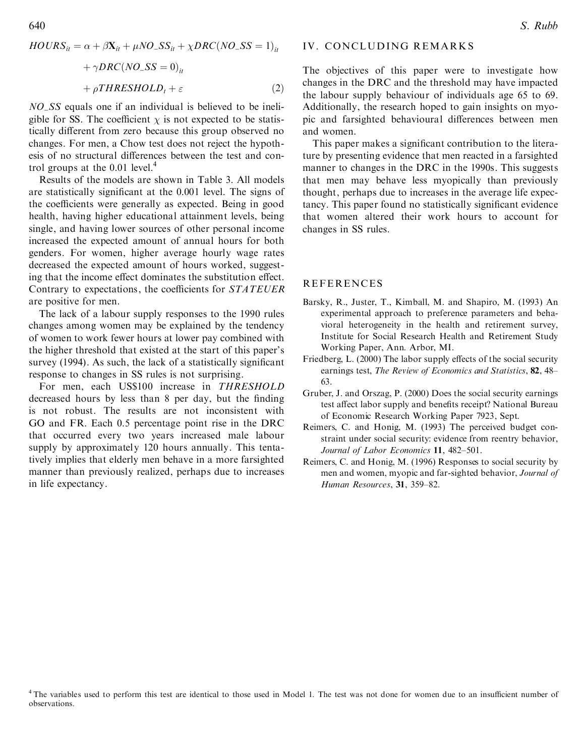$$HOURS_{it} = \alpha + \beta \mathbf{X}_{it} + \mu NO\_SS_{it} + \chi DRC(NO\_SS = 1)_{it} + \gamma DRC(NO\_SS = 0)_{it} + \rho THRESHOLD_t + \varepsilon \qquad (2)$$

*NO_SS* equals one if an individual is believed to be ineligible for SS. The coefficient $\chi$ is not expected to be statistically different from zero because this group observed no changes. For men, a Chow test does not reject the hypothesis of no structural differences between the test and control groups at the 0.01 level.[4]

Results of the models are shown in Table 3. All models are statistically significant at the 0.001 level. The signs of the coefficients were generally as expected. Being in good health, having higher educational attainment levels, being single, and having lower sources of other personal income increased the expected amount of annual hours for both genders. For women, higher average hourly wage rates decreased the expected amount of hours worked, suggesting that the income effect dominates the substitution effect. Contrary to expectations, the coefficients for *STATEUER* are positive for men.

The lack of a labour supply responses to the 1990 rules changes among women may be explained by the tendency of women to work fewer hours at lower pay combined with the higher threshold that existed at the start of this paper's survey (1994). As such, the lack of a statistically significant response to changes in SS rules is not surprising.

For men, each US\$100 increase in *THRESHOLD* decreased hours by less than 8 per day, but the finding is not robust. The results are not inconsistent with GO and FR. Each 0.5 percentage point rise in the DRC that occurred every two years increased male labour supply by approximately 120 hours annually. This tentatively implies that elderly men behave in a more farsighted manner than previously realized, perhaps due to increases in life expectancy.

## IV. CONCLUDING REMARKS

The objectives of this paper were to investigate how changes in the DRC and the threshold may have impacted the labour supply behaviour of individuals age 65 to 69. Additionally, the research hoped to gain insights on myopic and farsighted behavioural differences between men and women.

This paper makes a significant contribution to the literature by presenting evidence that men reacted in a farsighted manner to changes in the DRC in the 1990s. This suggests that men may behave less myopically than previously thought, perhaps due to increases in the average life expectancy. This paper found no statistically significant evidence that women altered their work hours to account for changes in SS rules.

## REFERENCES

Barsky, R., Juster, T., Kimball, M. and Shapiro, M. (1993) An experimental approach to preference parameters and behavioral heterogeneity in the health and retirement survey, Institute for Social Research Health and Retirement Study Working Paper, Ann. Arbor, MI.

Friedberg, L. (2000) The labor supply effects of the social security earnings test, *The Review of Economics and Statistics*, **82**, 48–63.

Gruber, J. and Orszag, P. (2000) Does the social security earnings test affect labor supply and benefits receipt? National Bureau of Economic Research Working Paper 7923, Sept.

Reimers, C. and Honig, M. (1993) The perceived budget constraint under social security: evidence from reentry behavior, *Journal of Labor Economics* **11**, 482–501.

Reimers, C. and Honig, M. (1996) Responses to social security by men and women, myopic and far-sighted behavior, *Journal of Human Resources*, **31**, 359–82.

---

[4] The variables used to perform this test are identical to those used in Model 1. The test was not done for women due to an insufficient number of observations.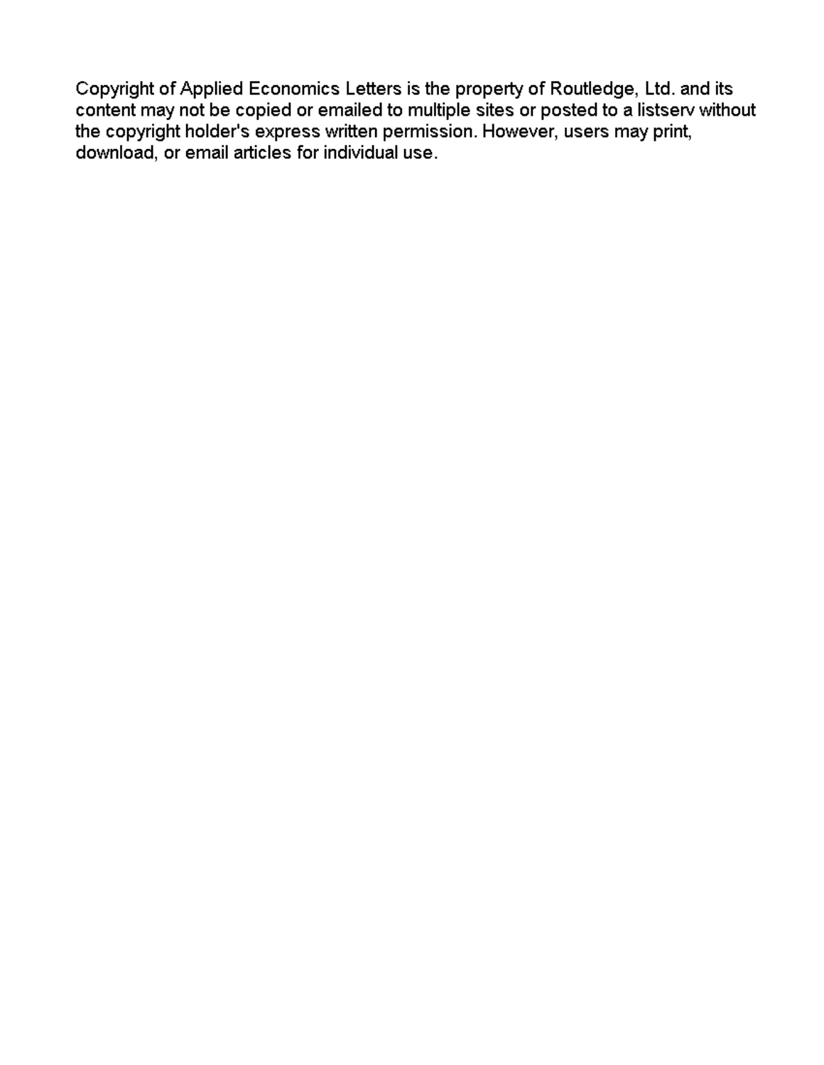Copyright of Applied Economics Letters is the property of Routledge, Ltd. and its content may not be copied or emailed to multiple sites or posted to a listserv without the copyright holder's express written permission. However, users may print, download, or email articles for individual use.